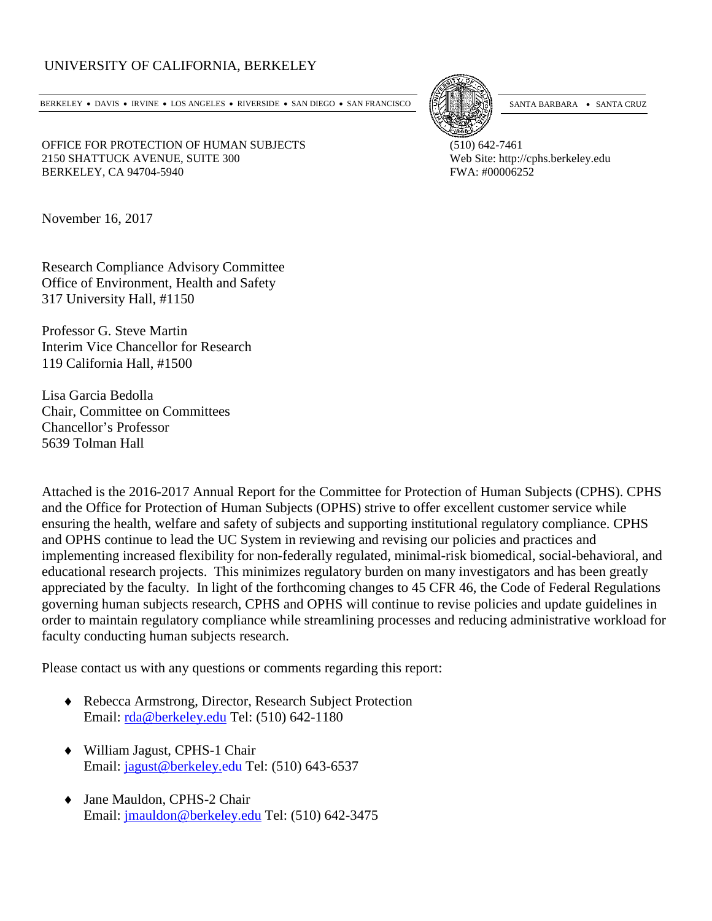UNIVERSITY OF CALIFORNIA, BERKELEY

BERKELEY • DAVIS • IRVINE • LOS ANGELES • RIVERSIDE • SAN DIEGO • SAN FRANCISCO — SANTA BARBARA • SANTA CRUZ

OFFICE FOR PROTECTION OF HUMAN SUBJECTS
2150 SHATTUCK AVENUE, SUITE 300
BERKELEY, CA 94704-5940

(510) 642-7461
Web Site: http://cphs.berkeley.edu
FWA: #00006252

November 16, 2017

Research Compliance Advisory Committee
Office of Environment, Health and Safety
317 University Hall, #1150

Professor G. Steve Martin
Interim Vice Chancellor for Research
119 California Hall, #1500

Lisa Garcia Bedolla
Chair, Committee on Committees
Chancellor's Professor
5639 Tolman Hall

Attached is the 2016-2017 Annual Report for the Committee for Protection of Human Subjects (CPHS). CPHS and the Office for Protection of Human Subjects (OPHS) strive to offer excellent customer service while ensuring the health, welfare and safety of subjects and supporting institutional regulatory compliance. CPHS and OPHS continue to lead the UC System in reviewing and revising our policies and practices and implementing increased flexibility for non-federally regulated, minimal-risk biomedical, social-behavioral, and educational research projects. This minimizes regulatory burden on many investigators and has been greatly appreciated by the faculty. In light of the forthcoming changes to 45 CFR 46, the Code of Federal Regulations governing human subjects research, CPHS and OPHS will continue to revise policies and update guidelines in order to maintain regulatory compliance while streamlining processes and reducing administrative workload for faculty conducting human subjects research.

Please contact us with any questions or comments regarding this report:

- Rebecca Armstrong, Director, Research Subject Protection
  Email: rda@berkeley.edu Tel: (510) 642-1180

- William Jagust, CPHS-1 Chair
  Email: jagust@berkeley.edu Tel: (510) 643-6537

- Jane Mauldon, CPHS-2 Chair
  Email: jmauldon@berkeley.edu Tel: (510) 642-3475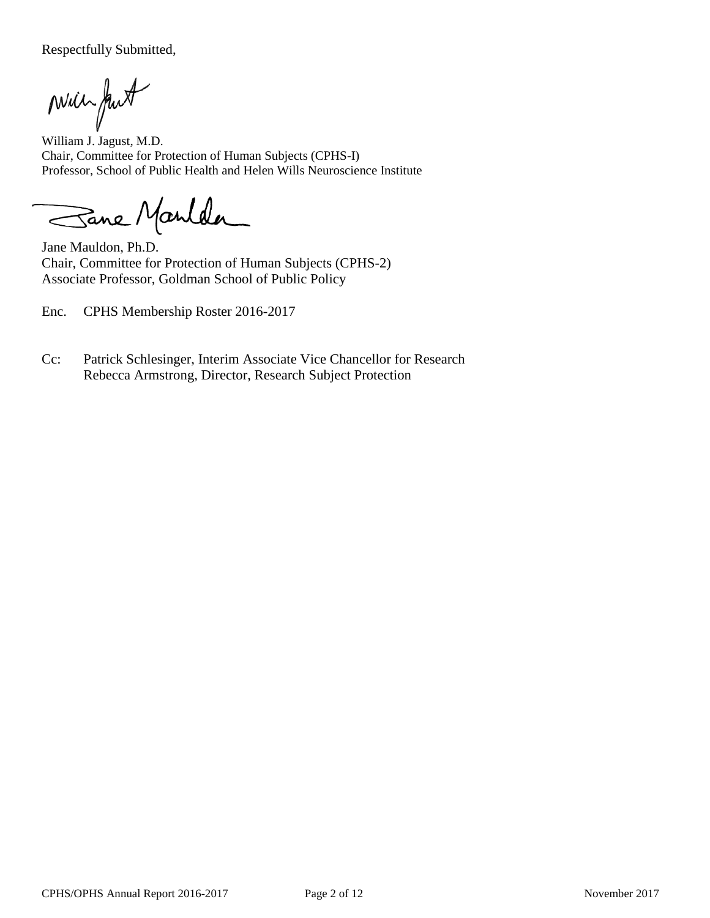Respectfully Submitted,

William J. Jagust, M.D.
Chair, Committee for Protection of Human Subjects (CPHS-I)
Professor, School of Public Health and Helen Wills Neuroscience Institute

Jane Mauldon, Ph.D.
Chair, Committee for Protection of Human Subjects (CPHS-2)
Associate Professor, Goldman School of Public Policy

Enc. CPHS Membership Roster 2016-2017

Cc: Patrick Schlesinger, Interim Associate Vice Chancellor for Research
Rebecca Armstrong, Director, Research Subject Protection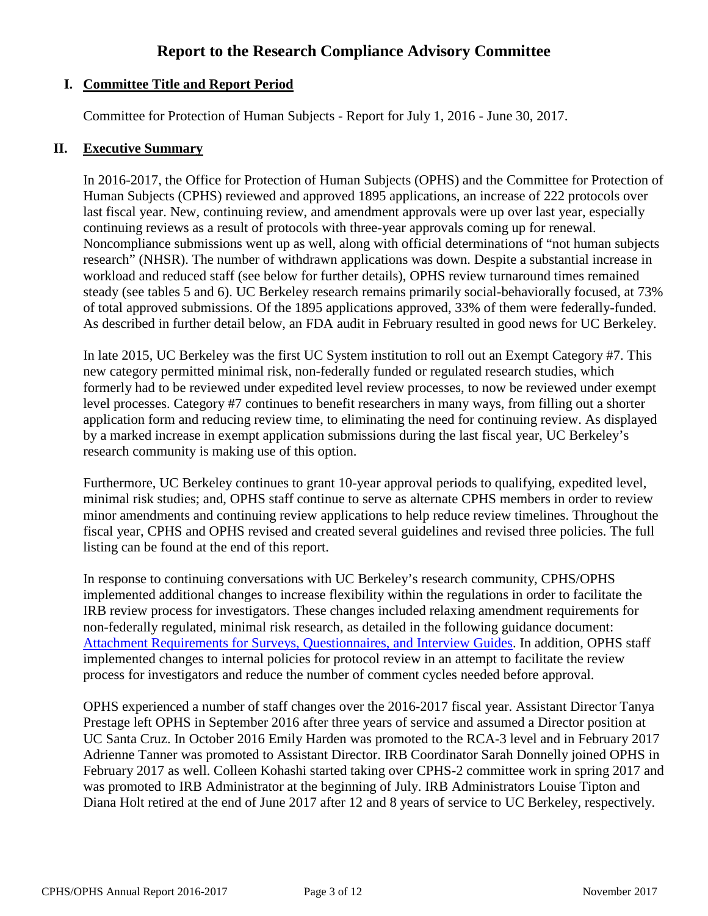# Report to the Research Compliance Advisory Committee

## I. Committee Title and Report Period

Committee for Protection of Human Subjects - Report for July 1, 2016 - June 30, 2017.

## II. Executive Summary

In 2016-2017, the Office for Protection of Human Subjects (OPHS) and the Committee for Protection of Human Subjects (CPHS) reviewed and approved 1895 applications, an increase of 222 protocols over last fiscal year. New, continuing review, and amendment approvals were up over last year, especially continuing reviews as a result of protocols with three-year approvals coming up for renewal. Noncompliance submissions went up as well, along with official determinations of "not human subjects research" (NHSR). The number of withdrawn applications was down. Despite a substantial increase in workload and reduced staff (see below for further details), OPHS review turnaround times remained steady (see tables 5 and 6). UC Berkeley research remains primarily social-behaviorally focused, at 73% of total approved submissions. Of the 1895 applications approved, 33% of them were federally-funded. As described in further detail below, an FDA audit in February resulted in good news for UC Berkeley.

In late 2015, UC Berkeley was the first UC System institution to roll out an Exempt Category #7. This new category permitted minimal risk, non-federally funded or regulated research studies, which formerly had to be reviewed under expedited level review processes, to now be reviewed under exempt level processes. Category #7 continues to benefit researchers in many ways, from filling out a shorter application form and reducing review time, to eliminating the need for continuing review. As displayed by a marked increase in exempt application submissions during the last fiscal year, UC Berkeley's research community is making use of this option.

Furthermore, UC Berkeley continues to grant 10-year approval periods to qualifying, expedited level, minimal risk studies; and, OPHS staff continue to serve as alternate CPHS members in order to review minor amendments and continuing review applications to help reduce review timelines. Throughout the fiscal year, CPHS and OPHS revised and created several guidelines and revised three policies. The full listing can be found at the end of this report.

In response to continuing conversations with UC Berkeley's research community, CPHS/OPHS implemented additional changes to increase flexibility within the regulations in order to facilitate the IRB review process for investigators. These changes included relaxing amendment requirements for non-federally regulated, minimal risk research, as detailed in the following guidance document: [Attachment Requirements for Surveys, Questionnaires, and Interview Guides](). In addition, OPHS staff implemented changes to internal policies for protocol review in an attempt to facilitate the review process for investigators and reduce the number of comment cycles needed before approval.

OPHS experienced a number of staff changes over the 2016-2017 fiscal year. Assistant Director Tanya Prestage left OPHS in September 2016 after three years of service and assumed a Director position at UC Santa Cruz. In October 2016 Emily Harden was promoted to the RCA-3 level and in February 2017 Adrienne Tanner was promoted to Assistant Director. IRB Coordinator Sarah Donnelly joined OPHS in February 2017 as well. Colleen Kohashi started taking over CPHS-2 committee work in spring 2017 and was promoted to IRB Administrator at the beginning of July. IRB Administrators Louise Tipton and Diana Holt retired at the end of June 2017 after 12 and 8 years of service to UC Berkeley, respectively.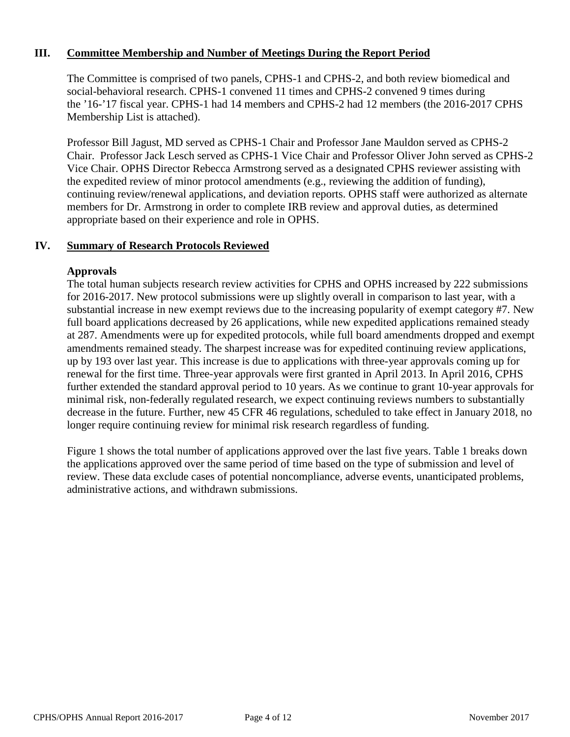## III. Committee Membership and Number of Meetings During the Report Period

The Committee is comprised of two panels, CPHS-1 and CPHS-2, and both review biomedical and social-behavioral research. CPHS-1 convened 11 times and CPHS-2 convened 9 times during the '16-'17 fiscal year. CPHS-1 had 14 members and CPHS-2 had 12 members (the 2016-2017 CPHS Membership List is attached).

Professor Bill Jagust, MD served as CPHS-1 Chair and Professor Jane Mauldon served as CPHS-2 Chair. Professor Jack Lesch served as CPHS-1 Vice Chair and Professor Oliver John served as CPHS-2 Vice Chair. OPHS Director Rebecca Armstrong served as a designated CPHS reviewer assisting with the expedited review of minor protocol amendments (e.g., reviewing the addition of funding), continuing review/renewal applications, and deviation reports. OPHS staff were authorized as alternate members for Dr. Armstrong in order to complete IRB review and approval duties, as determined appropriate based on their experience and role in OPHS.

## IV. Summary of Research Protocols Reviewed

### Approvals

The total human subjects research review activities for CPHS and OPHS increased by 222 submissions for 2016-2017. New protocol submissions were up slightly overall in comparison to last year, with a substantial increase in new exempt reviews due to the increasing popularity of exempt category #7. New full board applications decreased by 26 applications, while new expedited applications remained steady at 287. Amendments were up for expedited protocols, while full board amendments dropped and exempt amendments remained steady. The sharpest increase was for expedited continuing review applications, up by 193 over last year. This increase is due to applications with three-year approvals coming up for renewal for the first time. Three-year approvals were first granted in April 2013. In April 2016, CPHS further extended the standard approval period to 10 years. As we continue to grant 10-year approvals for minimal risk, non-federally regulated research, we expect continuing reviews numbers to substantially decrease in the future. Further, new 45 CFR 46 regulations, scheduled to take effect in January 2018, no longer require continuing review for minimal risk research regardless of funding.

Figure 1 shows the total number of applications approved over the last five years. Table 1 breaks down the applications approved over the same period of time based on the type of submission and level of review. These data exclude cases of potential noncompliance, adverse events, unanticipated problems, administrative actions, and withdrawn submissions.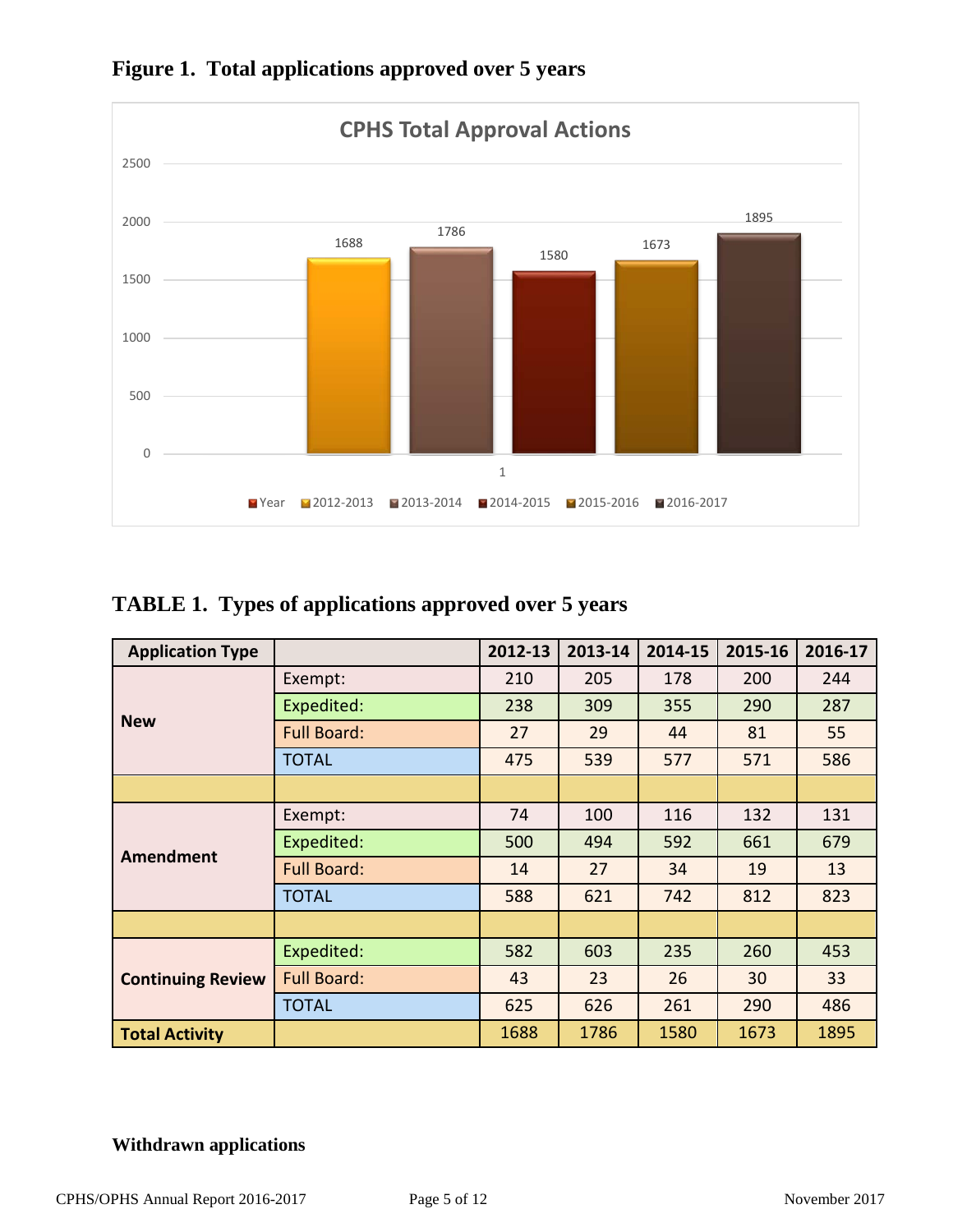**Figure 1. Total applications approved over 5 years**

CPHS Total Approval Actions

| Year | 2012-2013 | 2013-2014 | 2014-2015 | 2015-2016 | 2016-2017 |
|---|---|---|---|---|---|
| 1 | 1688 | 1786 | 1580 | 1673 | 1895 |

**TABLE 1. Types of applications approved over 5 years**

| Application Type | | 2012-13 | 2013-14 | 2014-15 | 2015-16 | 2016-17 |
|---|---|---|---|---|---|---|
| **New** | Exempt: | 210 | 205 | 178 | 200 | 244 |
| | Expedited: | 238 | 309 | 355 | 290 | 287 |
| | Full Board: | 27 | 29 | 44 | 81 | 55 |
| | TOTAL | 475 | 539 | 577 | 571 | 586 |
| | | | | | | |
| **Amendment** | Exempt: | 74 | 100 | 116 | 132 | 131 |
| | Expedited: | 500 | 494 | 592 | 661 | 679 |
| | Full Board: | 14 | 27 | 34 | 19 | 13 |
| | TOTAL | 588 | 621 | 742 | 812 | 823 |
| | | | | | | |
| **Continuing Review** | Expedited: | 582 | 603 | 235 | 260 | 453 |
| | Full Board: | 43 | 23 | 26 | 30 | 33 |
| | TOTAL | 625 | 626 | 261 | 290 | 486 |
| **Total Activity** | | 1688 | 1786 | 1580 | 1673 | 1895 |

**Withdrawn applications**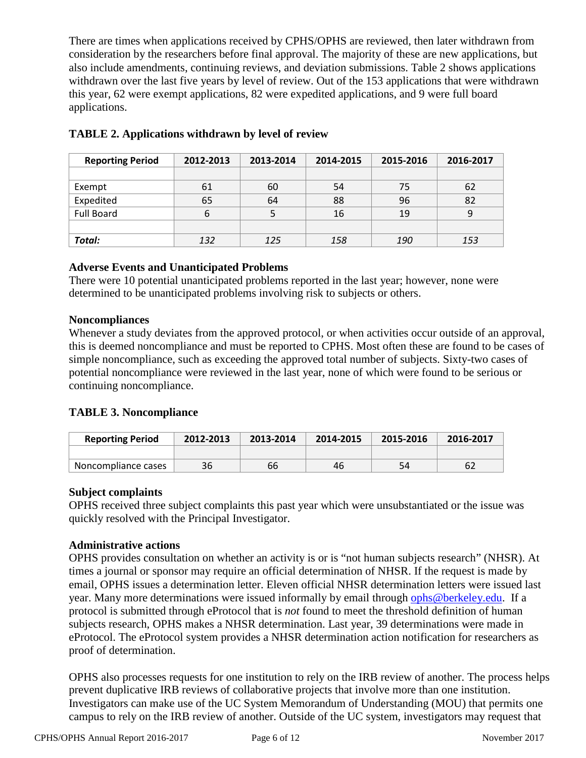There are times when applications received by CPHS/OPHS are reviewed, then later withdrawn from consideration by the researchers before final approval. The majority of these are new applications, but also include amendments, continuing reviews, and deviation submissions. Table 2 shows applications withdrawn over the last five years by level of review. Out of the 153 applications that were withdrawn this year, 62 were exempt applications, 82 were expedited applications, and 9 were full board applications.

**TABLE 2. Applications withdrawn by level of review**

| Reporting Period | 2012-2013 | 2013-2014 | 2014-2015 | 2015-2016 | 2016-2017 |
|---|---|---|---|---|---|
| | | | | | |
| Exempt | 61 | 60 | 54 | 75 | 62 |
| Expedited | 65 | 64 | 88 | 96 | 82 |
| Full Board | 6 | 5 | 16 | 19 | 9 |
| | | | | | |
| ***Total:*** | *132* | *125* | *158* | *190* | *153* |

### Adverse Events and Unanticipated Problems

There were 10 potential unanticipated problems reported in the last year; however, none were determined to be unanticipated problems involving risk to subjects or others.

### Noncompliances

Whenever a study deviates from the approved protocol, or when activities occur outside of an approval, this is deemed noncompliance and must be reported to CPHS. Most often these are found to be cases of simple noncompliance, such as exceeding the approved total number of subjects. Sixty-two cases of potential noncompliance were reviewed in the last year, none of which were found to be serious or continuing noncompliance.

**TABLE 3. Noncompliance**

| Reporting Period | 2012-2013 | 2013-2014 | 2014-2015 | 2015-2016 | 2016-2017 |
|---|---|---|---|---|---|
| | | | | | |
| Noncompliance cases | 36 | 66 | 46 | 54 | 62 |

### Subject complaints

OPHS received three subject complaints this past year which were unsubstantiated or the issue was quickly resolved with the Principal Investigator.

### Administrative actions

OPHS provides consultation on whether an activity is or is "not human subjects research" (NHSR). At times a journal or sponsor may require an official determination of NHSR. If the request is made by email, OPHS issues a determination letter. Eleven official NHSR determination letters were issued last year. Many more determinations were issued informally by email through ophs@berkeley.edu. If a protocol is submitted through eProtocol that is *not* found to meet the threshold definition of human subjects research, OPHS makes a NHSR determination. Last year, 39 determinations were made in eProtocol. The eProtocol system provides a NHSR determination action notification for researchers as proof of determination.

OPHS also processes requests for one institution to rely on the IRB review of another. The process helps prevent duplicative IRB reviews of collaborative projects that involve more than one institution. Investigators can make use of the UC System Memorandum of Understanding (MOU) that permits one campus to rely on the IRB review of another. Outside of the UC system, investigators may request that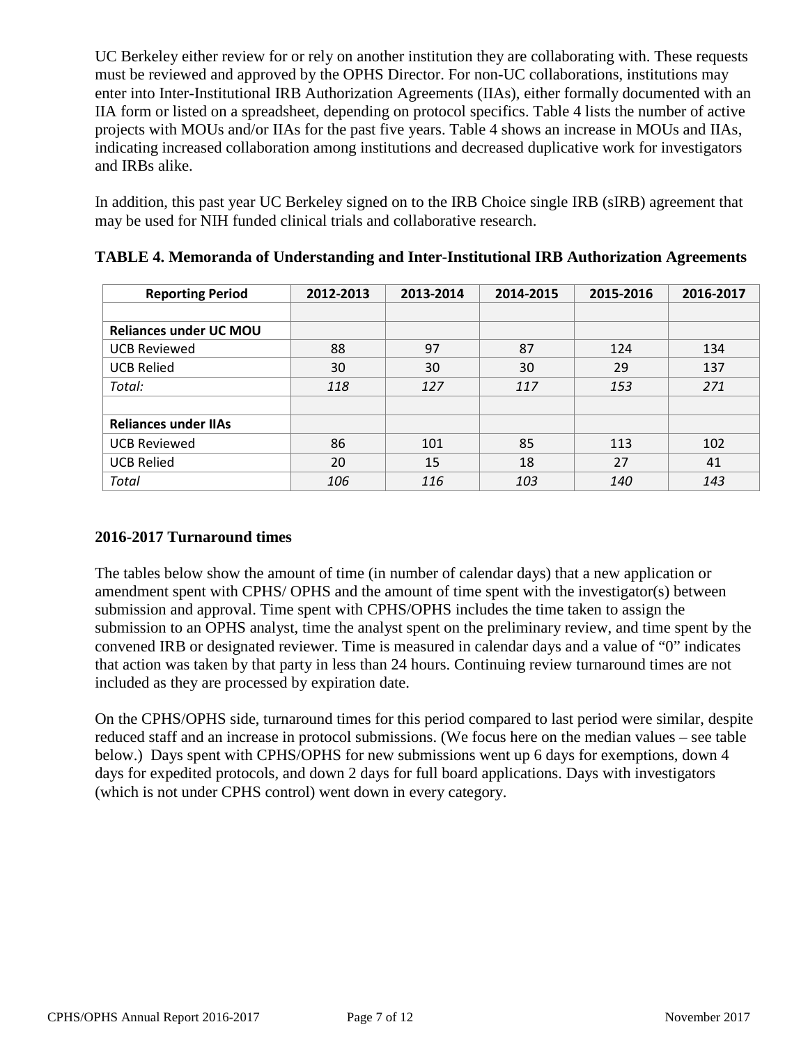UC Berkeley either review for or rely on another institution they are collaborating with. These requests must be reviewed and approved by the OPHS Director. For non-UC collaborations, institutions may enter into Inter-Institutional IRB Authorization Agreements (IIAs), either formally documented with an IIA form or listed on a spreadsheet, depending on protocol specifics. Table 4 lists the number of active projects with MOUs and/or IIAs for the past five years. Table 4 shows an increase in MOUs and IIAs, indicating increased collaboration among institutions and decreased duplicative work for investigators and IRBs alike.

In addition, this past year UC Berkeley signed on to the IRB Choice single IRB (sIRB) agreement that may be used for NIH funded clinical trials and collaborative research.

**TABLE 4. Memoranda of Understanding and Inter-Institutional IRB Authorization Agreements**

| Reporting Period | 2012-2013 | 2013-2014 | 2014-2015 | 2015-2016 | 2016-2017 |
|---|---|---|---|---|---|
| | | | | | |
| **Reliances under UC MOU** | | | | | |
| UCB Reviewed | 88 | 97 | 87 | 124 | 134 |
| UCB Relied | 30 | 30 | 30 | 29 | 137 |
| *Total:* | *118* | *127* | *117* | *153* | *271* |
| | | | | | |
| **Reliances under IIAs** | | | | | |
| UCB Reviewed | 86 | 101 | 85 | 113 | 102 |
| UCB Relied | 20 | 15 | 18 | 27 | 41 |
| *Total* | *106* | *116* | *103* | *140* | *143* |

### 2016-2017 Turnaround times

The tables below show the amount of time (in number of calendar days) that a new application or amendment spent with CPHS/ OPHS and the amount of time spent with the investigator(s) between submission and approval. Time spent with CPHS/OPHS includes the time taken to assign the submission to an OPHS analyst, time the analyst spent on the preliminary review, and time spent by the convened IRB or designated reviewer. Time is measured in calendar days and a value of "0" indicates that action was taken by that party in less than 24 hours. Continuing review turnaround times are not included as they are processed by expiration date.

On the CPHS/OPHS side, turnaround times for this period compared to last period were similar, despite reduced staff and an increase in protocol submissions. (We focus here on the median values – see table below.) Days spent with CPHS/OPHS for new submissions went up 6 days for exemptions, down 4 days for expedited protocols, and down 2 days for full board applications. Days with investigators (which is not under CPHS control) went down in every category.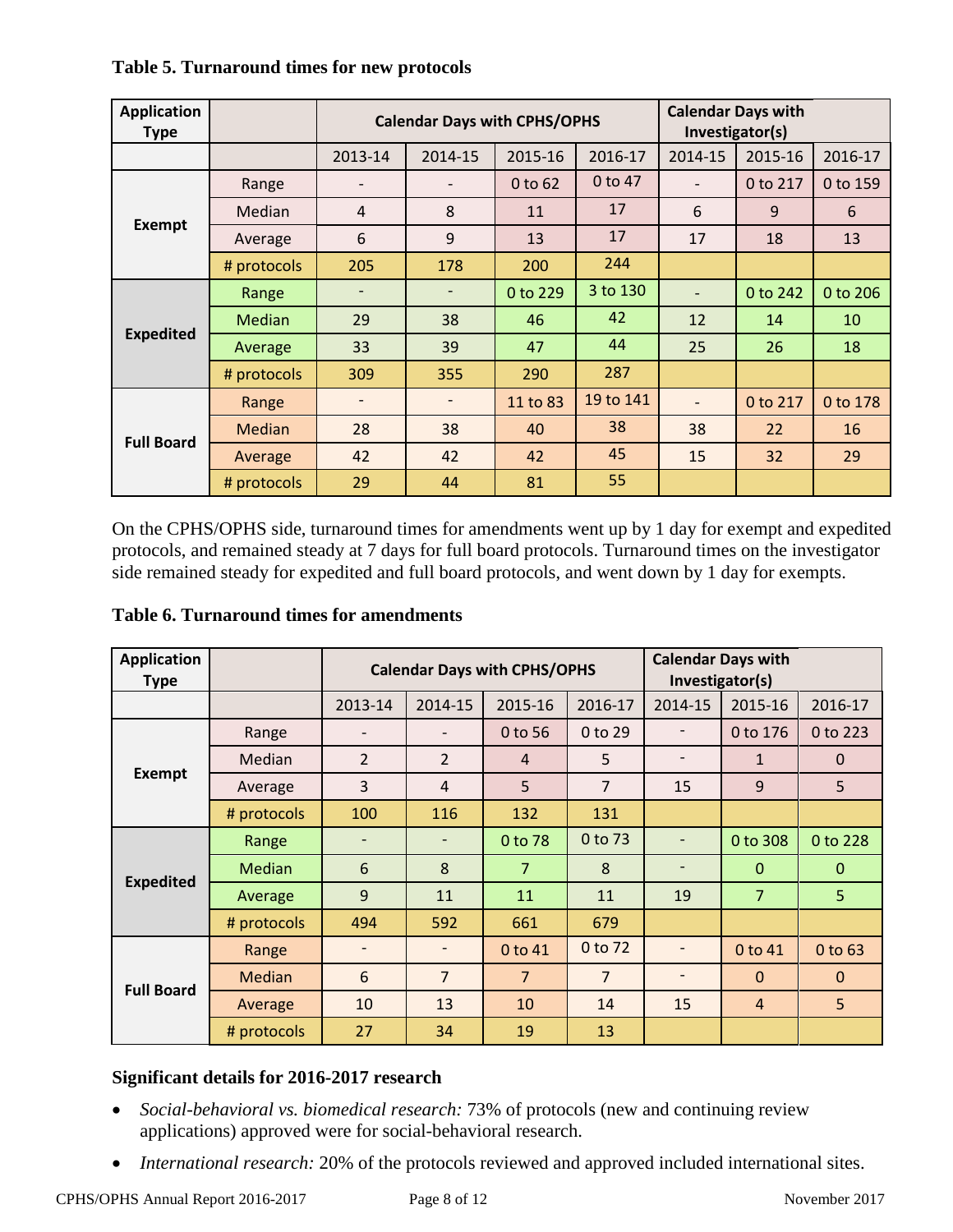**Table 5. Turnaround times for new protocols**

| Application Type | | Calendar Days with CPHS/OPHS | | | | Calendar Days with Investigator(s) | | |
|---|---|---|---|---|---|---|---|---|
| | | 2013-14 | 2014-15 | 2015-16 | 2016-17 | 2014-15 | 2015-16 | 2016-17 |
| Exempt | Range | - | - | 0 to 62 | 0 to 47 | - | 0 to 217 | 0 to 159 |
| | Median | 4 | 8 | 11 | 17 | 6 | 9 | 6 |
| | Average | 6 | 9 | 13 | 17 | 17 | 18 | 13 |
| | # protocols | 205 | 178 | 200 | 244 | | | |
| Expedited | Range | - | - | 0 to 229 | 3 to 130 | - | 0 to 242 | 0 to 206 |
| | Median | 29 | 38 | 46 | 42 | 12 | 14 | 10 |
| | Average | 33 | 39 | 47 | 44 | 25 | 26 | 18 |
| | # protocols | 309 | 355 | 290 | 287 | | | |
| Full Board | Range | - | - | 11 to 83 | 19 to 141 | - | 0 to 217 | 0 to 178 |
| | Median | 28 | 38 | 40 | 38 | 38 | 22 | 16 |
| | Average | 42 | 42 | 42 | 45 | 15 | 32 | 29 |
| | # protocols | 29 | 44 | 81 | 55 | | | |

On the CPHS/OPHS side, turnaround times for amendments went up by 1 day for exempt and expedited protocols, and remained steady at 7 days for full board protocols. Turnaround times on the investigator side remained steady for expedited and full board protocols, and went down by 1 day for exempts.

**Table 6. Turnaround times for amendments**

| Application Type | | Calendar Days with CPHS/OPHS | | | | Calendar Days with Investigator(s) | | |
|---|---|---|---|---|---|---|---|---|
| | | 2013-14 | 2014-15 | 2015-16 | 2016-17 | 2014-15 | 2015-16 | 2016-17 |
| Exempt | Range | - | - | 0 to 56 | 0 to 29 | - | 0 to 176 | 0 to 223 |
| | Median | 2 | 2 | 4 | 5 | - | 1 | 0 |
| | Average | 3 | 4 | 5 | 7 | 15 | 9 | 5 |
| | # protocols | 100 | 116 | 132 | 131 | | | |
| Expedited | Range | - | - | 0 to 78 | 0 to 73 | - | 0 to 308 | 0 to 228 |
| | Median | 6 | 8 | 7 | 8 | - | 0 | 0 |
| | Average | 9 | 11 | 11 | 11 | 19 | 7 | 5 |
| | # protocols | 494 | 592 | 661 | 679 | | | |
| Full Board | Range | - | - | 0 to 41 | 0 to 72 | - | 0 to 41 | 0 to 63 |
| | Median | 6 | 7 | 7 | 7 | - | 0 | 0 |
| | Average | 10 | 13 | 10 | 14 | 15 | 4 | 5 |
| | # protocols | 27 | 34 | 19 | 13 | | | |

**Significant details for 2016-2017 research**

- *Social-behavioral vs. biomedical research:* 73% of protocols (new and continuing review applications) approved were for social-behavioral research.
- *International research:* 20% of the protocols reviewed and approved included international sites.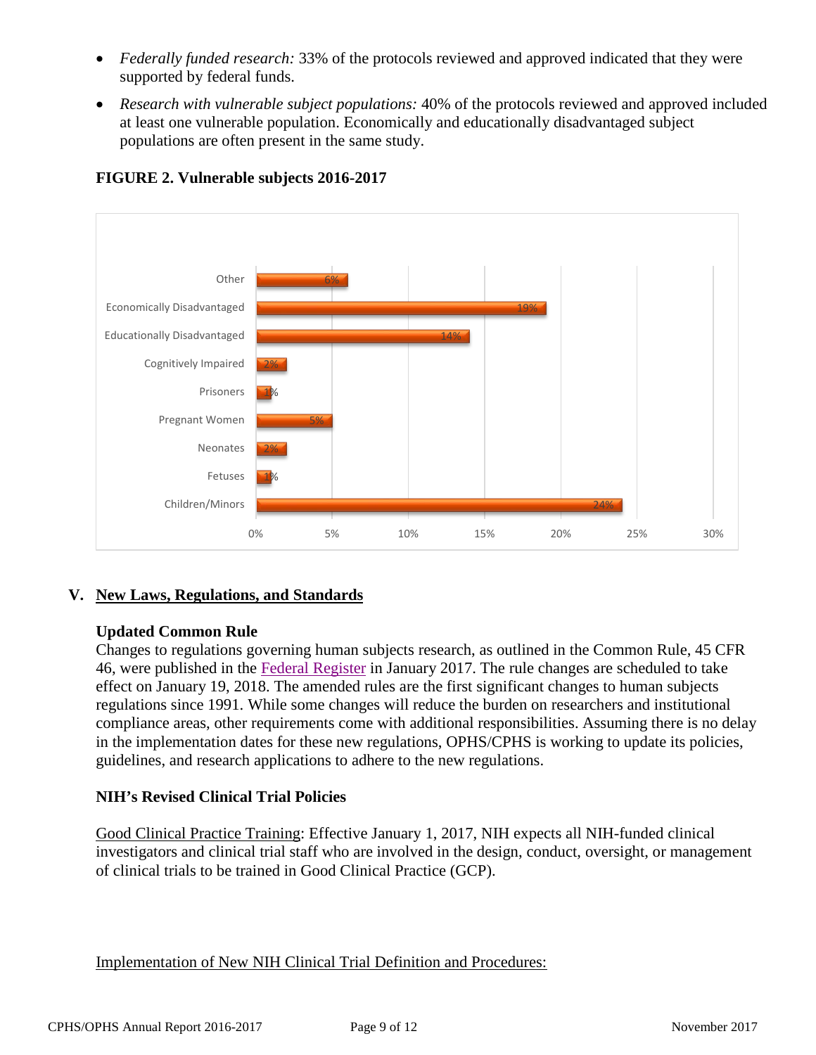- *Federally funded research:* 33% of the protocols reviewed and approved indicated that they were supported by federal funds.
- *Research with vulnerable subject populations:* 40% of the protocols reviewed and approved included at least one vulnerable population. Economically and educationally disadvantaged subject populations are often present in the same study.

**FIGURE 2. Vulnerable subjects 2016-2017**

| Category | Percent |
|---|---|
| Other | 6% |
| Economically Disadvantaged | 19% |
| Educationally Disadvantaged | 14% |
| Cognitively Impaired | 2% |
| Prisoners | 1% |
| Pregnant Women | 5% |
| Neonates | 2% |
| Fetuses | 1% |
| Children/Minors | 24% |

## V. New Laws, Regulations, and Standards

### Updated Common Rule

Changes to regulations governing human subjects research, as outlined in the Common Rule, 45 CFR 46, were published in the Federal Register in January 2017. The rule changes are scheduled to take effect on January 19, 2018. The amended rules are the first significant changes to human subjects regulations since 1991. While some changes will reduce the burden on researchers and institutional compliance areas, other requirements come with additional responsibilities. Assuming there is no delay in the implementation dates for these new regulations, OPHS/CPHS is working to update its policies, guidelines, and research applications to adhere to the new regulations.

### NIH's Revised Clinical Trial Policies

Good Clinical Practice Training: Effective January 1, 2017, NIH expects all NIH-funded clinical investigators and clinical trial staff who are involved in the design, conduct, oversight, or management of clinical trials to be trained in Good Clinical Practice (GCP).

Implementation of New NIH Clinical Trial Definition and Procedures: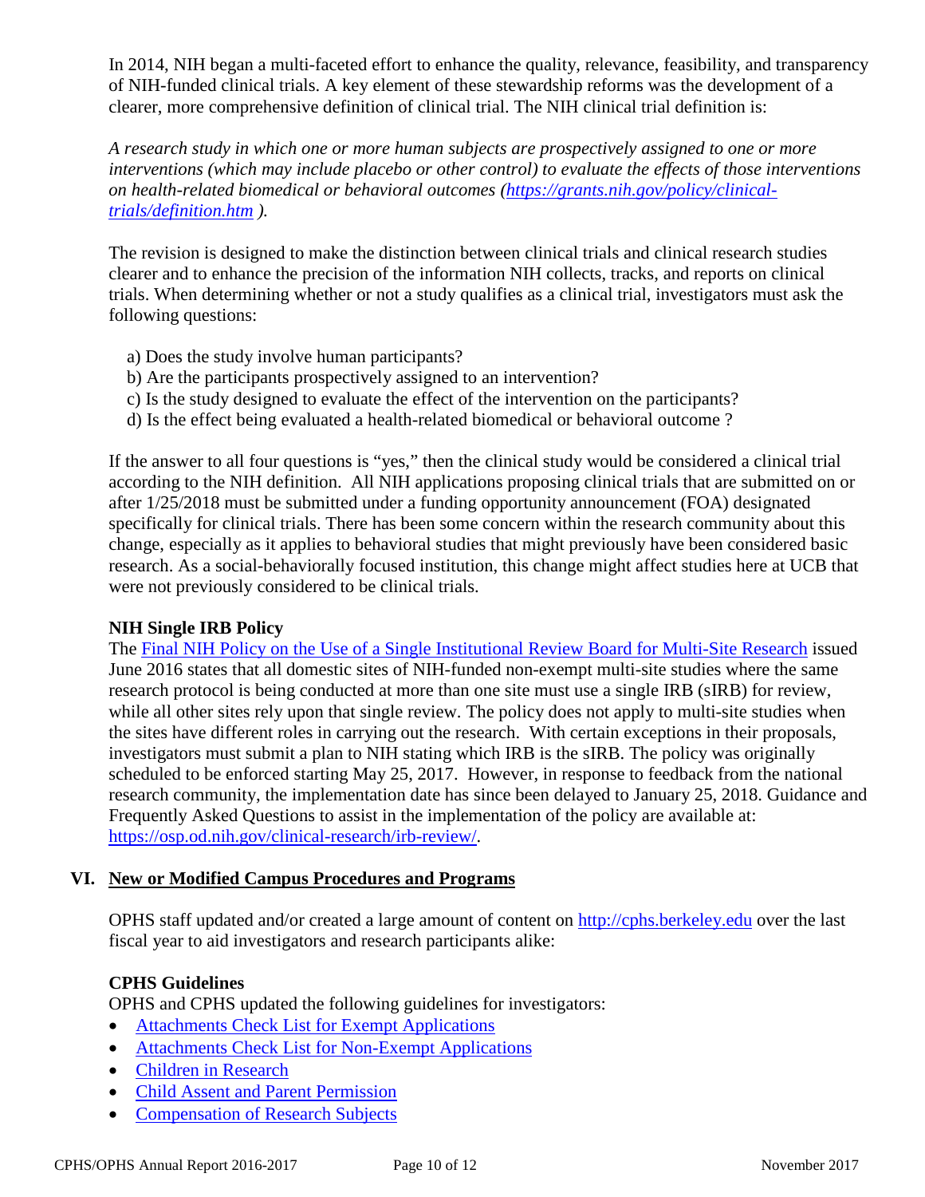In 2014, NIH began a multi-faceted effort to enhance the quality, relevance, feasibility, and transparency of NIH-funded clinical trials. A key element of these stewardship reforms was the development of a clearer, more comprehensive definition of clinical trial. The NIH clinical trial definition is:

*A research study in which one or more human subjects are prospectively assigned to one or more interventions (which may include placebo or other control) to evaluate the effects of those interventions on health-related biomedical or behavioral outcomes ([https://grants.nih.gov/policy/clinical-trials/definition.htm](https://grants.nih.gov/policy/clinical-trials/definition.htm) ).*

The revision is designed to make the distinction between clinical trials and clinical research studies clearer and to enhance the precision of the information NIH collects, tracks, and reports on clinical trials. When determining whether or not a study qualifies as a clinical trial, investigators must ask the following questions:

a) Does the study involve human participants?
b) Are the participants prospectively assigned to an intervention?
c) Is the study designed to evaluate the effect of the intervention on the participants?
d) Is the effect being evaluated a health-related biomedical or behavioral outcome ?

If the answer to all four questions is "yes," then the clinical study would be considered a clinical trial according to the NIH definition. All NIH applications proposing clinical trials that are submitted on or after 1/25/2018 must be submitted under a funding opportunity announcement (FOA) designated specifically for clinical trials. There has been some concern within the research community about this change, especially as it applies to behavioral studies that might previously have been considered basic research. As a social-behaviorally focused institution, this change might affect studies here at UCB that were not previously considered to be clinical trials.

**NIH Single IRB Policy**

The [Final NIH Policy on the Use of a Single Institutional Review Board for Multi-Site Research]() issued June 2016 states that all domestic sites of NIH-funded non-exempt multi-site studies where the same research protocol is being conducted at more than one site must use a single IRB (sIRB) for review, while all other sites rely upon that single review. The policy does not apply to multi-site studies when the sites have different roles in carrying out the research. With certain exceptions in their proposals, investigators must submit a plan to NIH stating which IRB is the sIRB. The policy was originally scheduled to be enforced starting May 25, 2017. However, in response to feedback from the national research community, the implementation date has since been delayed to January 25, 2018. Guidance and Frequently Asked Questions to assist in the implementation of the policy are available at: [https://osp.od.nih.gov/clinical-research/irb-review/](https://osp.od.nih.gov/clinical-research/irb-review/).

## VI. New or Modified Campus Procedures and Programs

OPHS staff updated and/or created a large amount of content on [http://cphs.berkeley.edu](http://cphs.berkeley.edu) over the last fiscal year to aid investigators and research participants alike:

**CPHS Guidelines**

OPHS and CPHS updated the following guidelines for investigators:

- [Attachments Check List for Exempt Applications]()
- [Attachments Check List for Non-Exempt Applications]()
- [Children in Research]()
- [Child Assent and Parent Permission]()
- [Compensation of Research Subjects]()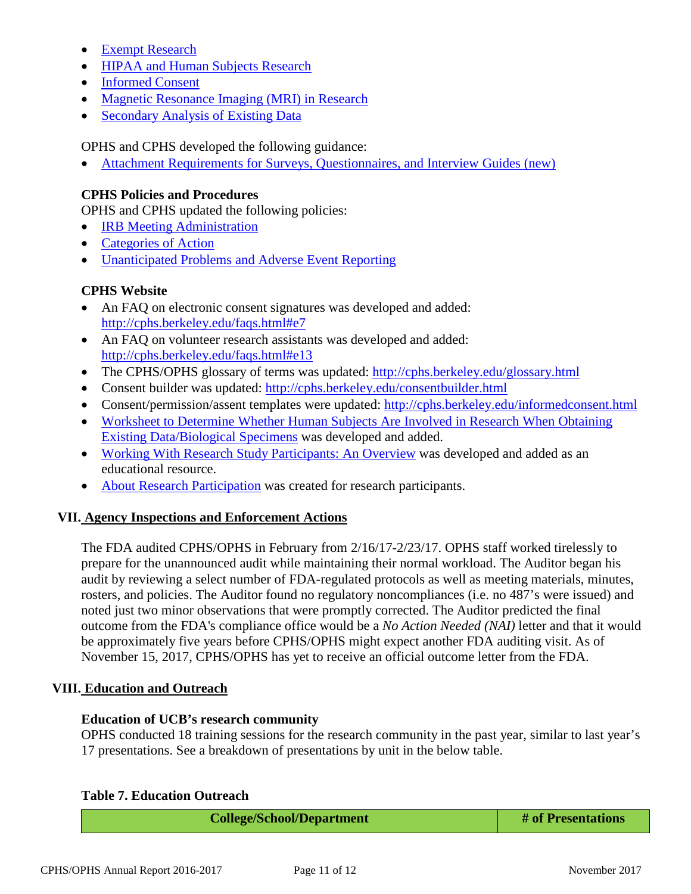- [Exempt Research]()
- [HIPAA and Human Subjects Research]()
- [Informed Consent]()
- [Magnetic Resonance Imaging (MRI) in Research]()
- [Secondary Analysis of Existing Data]()

OPHS and CPHS developed the following guidance:

- [Attachment Requirements for Surveys, Questionnaires, and Interview Guides (new)]()

**CPHS Policies and Procedures**

OPHS and CPHS updated the following policies:

- [IRB Meeting Administration]()
- [Categories of Action]()
- [Unanticipated Problems and Adverse Event Reporting]()

**CPHS Website**

- An FAQ on electronic consent signatures was developed and added: http://cphs.berkeley.edu/faqs.html#e7
- An FAQ on volunteer research assistants was developed and added: http://cphs.berkeley.edu/faqs.html#e13
- The CPHS/OPHS glossary of terms was updated: http://cphs.berkeley.edu/glossary.html
- Consent builder was updated: http://cphs.berkeley.edu/consentbuilder.html
- Consent/permission/assent templates were updated: http://cphs.berkeley.edu/informedconsent.html
- [Worksheet to Determine Whether Human Subjects Are Involved in Research When Obtaining Existing Data/Biological Specimens]() was developed and added.
- [Working With Research Study Participants: An Overview]() was developed and added as an educational resource.
- [About Research Participation]() was created for research participants.

## VII. Agency Inspections and Enforcement Actions

The FDA audited CPHS/OPHS in February from 2/16/17-2/23/17. OPHS staff worked tirelessly to prepare for the unannounced audit while maintaining their normal workload. The Auditor began his audit by reviewing a select number of FDA-regulated protocols as well as meeting materials, minutes, rosters, and policies. The Auditor found no regulatory noncompliances (i.e. no 487's were issued) and noted just two minor observations that were promptly corrected. The Auditor predicted the final outcome from the FDA's compliance office would be a *No Action Needed (NAI)* letter and that it would be approximately five years before CPHS/OPHS might expect another FDA auditing visit. As of November 15, 2017, CPHS/OPHS has yet to receive an official outcome letter from the FDA.

## VIII. Education and Outreach

**Education of UCB's research community**

OPHS conducted 18 training sessions for the research community in the past year, similar to last year's 17 presentations. See a breakdown of presentations by unit in the below table.

**Table 7. Education Outreach**

| College/School/Department | # of Presentations |
|---|---|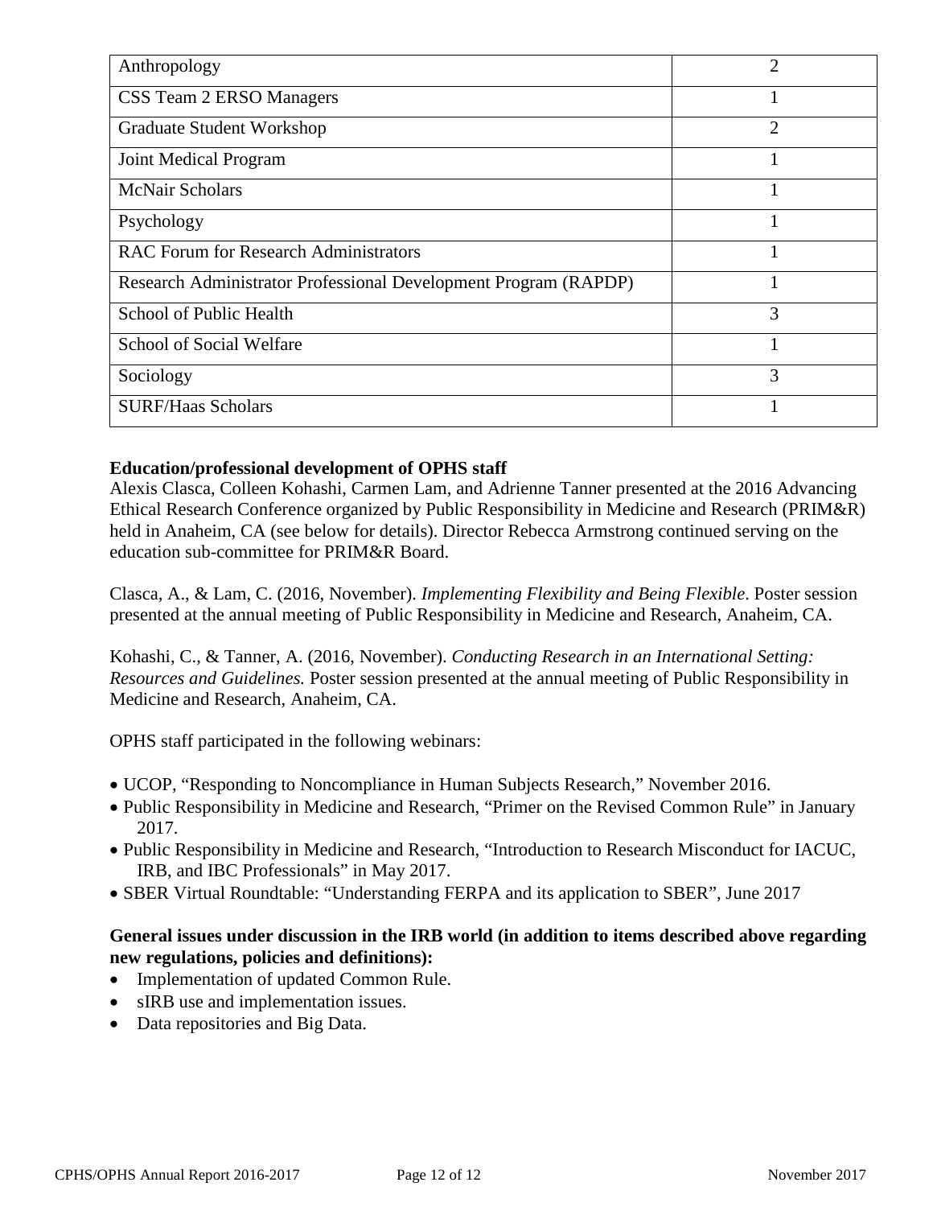| | |
|---|---|
| Anthropology | 2 |
| CSS Team 2 ERSO Managers | 1 |
| Graduate Student Workshop | 2 |
| Joint Medical Program | 1 |
| McNair Scholars | 1 |
| Psychology | 1 |
| RAC Forum for Research Administrators | 1 |
| Research Administrator Professional Development Program (RAPDP) | 1 |
| School of Public Health | 3 |
| School of Social Welfare | 1 |
| Sociology | 3 |
| SURF/Haas Scholars | 1 |

**Education/professional development of OPHS staff**

Alexis Clasca, Colleen Kohashi, Carmen Lam, and Adrienne Tanner presented at the 2016 Advancing Ethical Research Conference organized by Public Responsibility in Medicine and Research (PRIM&R) held in Anaheim, CA (see below for details). Director Rebecca Armstrong continued serving on the education sub-committee for PRIM&R Board.

Clasca, A., & Lam, C. (2016, November). *Implementing Flexibility and Being Flexible*. Poster session presented at the annual meeting of Public Responsibility in Medicine and Research, Anaheim, CA.

Kohashi, C., & Tanner, A. (2016, November). *Conducting Research in an International Setting: Resources and Guidelines.* Poster session presented at the annual meeting of Public Responsibility in Medicine and Research, Anaheim, CA.

OPHS staff participated in the following webinars:

- UCOP, "Responding to Noncompliance in Human Subjects Research," November 2016.
- Public Responsibility in Medicine and Research, "Primer on the Revised Common Rule" in January 2017.
- Public Responsibility in Medicine and Research, "Introduction to Research Misconduct for IACUC, IRB, and IBC Professionals" in May 2017.
- SBER Virtual Roundtable: "Understanding FERPA and its application to SBER", June 2017

**General issues under discussion in the IRB world (in addition to items described above regarding new regulations, policies and definitions):**

- Implementation of updated Common Rule.
- sIRB use and implementation issues.
- Data repositories and Big Data.